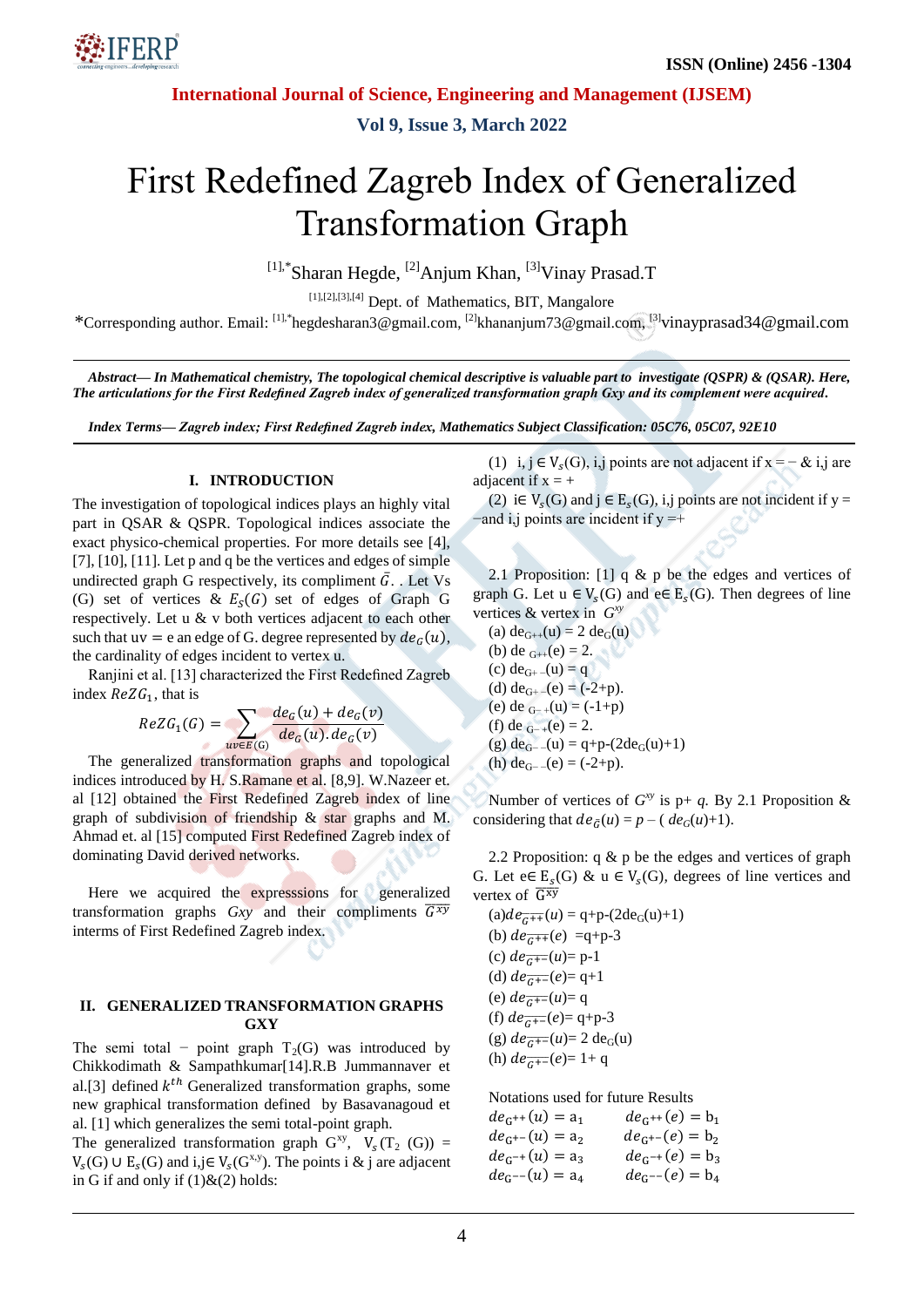# First Redefined Zagreb Index of Generalized Transformation Graph

[1,*]Sharan Hegde, [2]Anjum Khan, [3]Vinay Prasad.T

[1],[2],[3],[4] Dept. of Mathematics, BIT, Mangalore

*Corresponding author. Email: [1,*]hegdesharan3@gmail.com, [2]khananjum73@gmail.com, [3]vinayprasad34@gmail.com

***Abstract— In Mathematical chemistry, The topological chemical descriptive is valuable part to investigate (QSPR) & (QSAR). Here, The articulations for the First Redefined Zagreb index of generalized transformation graph Gxy and its complement were acquired.***

***Index Terms— Zagreb index; First Redefined Zagreb index, Mathematics Subject Classification: 05C76, 05C07, 92E10***

## I. INTRODUCTION

The investigation of topological indices plays an highly vital part in QSAR & QSPR. Topological indices associate the exact physico-chemical properties. For more details see [4], [7], [10], [11]. Let p and q be the vertices and edges of simple undirected graph G respectively, its compliment $\bar{G}$. . Let Vs (G) set of vertices & $E_s(G)$ set of edges of Graph G respectively. Let u & v both vertices adjacent to each other such that uv = e an edge of G. degree represented by $de_G(u)$, the cardinality of edges incident to vertex u.

Ranjini et al. [13] characterized the First Redefined Zagreb index $ReZG_1$, that is

$$ReZG_1(G) = \sum_{uv \in E(G)} \frac{de_G(u) + de_G(v)}{de_G(u).de_G(v)}$$

The generalized transformation graphs and topological indices introduced by H. S.Ramane et al. [8,9]. W.Nazeer et. al [12] obtained the First Redefined Zagreb index of line graph of subdivision of friendship & star graphs and M. Ahmad et. al [15] computed First Redefined Zagreb index of dominating David derived networks.

Here we acquired the expresssions for generalized transformation graphs *Gxy* and their compliments $\overline{G^{xy}}$ interms of First Redefined Zagreb index.

## II. GENERALIZED TRANSFORMATION GRAPHS GXY

The semi total − point graph $T_2(G)$ was introduced by Chikkodimath & Sampathkumar[14].R.B Jummannaver et al.[3] defined $k^{th}$ Generalized transformation graphs, some new graphical transformation defined by Basavanagoud et al. [1] which generalizes the semi total-point graph.

The generalized transformation graph $G^{xy}$, $V_s(T_2(G)) = V_s(G) \cup E_s(G)$ and i,j$\in V_s(G^{x,y})$. The points i & j are adjacent in G if and only if (1)&(2) holds:

(1) i, j ∈ $V_s$(G), i,j points are not adjacent if x = − & i,j are adjacent if x = +

(2) i∈ $V_s$(G) and j ∈ $E_s$(G), i,j points are not incident if y = −and i,j points are incident if y =+

2.1 Proposition: [1] q & p be the edges and vertices of graph G. Let u ∈ $V_s$(G) and e∈ $E_s$(G). Then degrees of line vertices & vertex in $G^{xy}$

(a) $de_{G^{++}}(u) = 2\, de_G(u)$
(b) $de_{G^{++}}(e) = 2.$
(c) $de_{G^{+-}}(u) = q$
(d) $de_{G^{+-}}(e) = (-2+p).$
(e) $de_{G^{-+}}(u) = (-1+p)$
(f) $de_{G^{-+}}(e) = 2.$
(g) $de_{G^{--}}(u) = q+p-(2de_G(u)+1)$
(h) $de_{G^{--}}(e) = (-2+p).$

Number of vertices of $G^{xy}$ is p+ *q*. By 2.1 Proposition & considering that $de_{\bar{G}}(u) = p - (de_G(u)+1)$.

2.2 Proposition: q & p be the edges and vertices of graph G. Let e∈ $E_s$(G) & u ∈ $V_s$(G), degrees of line vertices and vertex of $\overline{G^{xy}}$

(a) $de_{\overline{G^{++}}}(u) = q+p-(2de_G(u)+1)$
(b) $de_{\overline{G^{++}}}(e) = q+p-3$
(c) $de_{\overline{G^{+-}}}(u) = p-1$
(d) $de_{\overline{G^{+-}}}(e) = q+1$
(e) $de_{\overline{G^{+-}}}(u) = q$
(f) $de_{\overline{G^{+-}}}(e) = q+p-3$
(g) $de_{\overline{G^{+-}}}(u) = 2\, de_G(u)$
(h) $de_{\overline{G^{+-}}}(e) = 1+q$

Notations used for future Results

$de_{G^{++}}(u) = a_1$ $\quad$ $de_{G^{++}}(e) = b_1$
$de_{G^{+-}}(u) = a_2$ $\quad$ $de_{G^{+-}}(e) = b_2$
$de_{G^{-+}}(u) = a_3$ $\quad$ $de_{G^{-+}}(e) = b_3$
$de_{G^{--}}(u) = a_4$ $\quad$ $de_{G^{--}}(e) = b_4$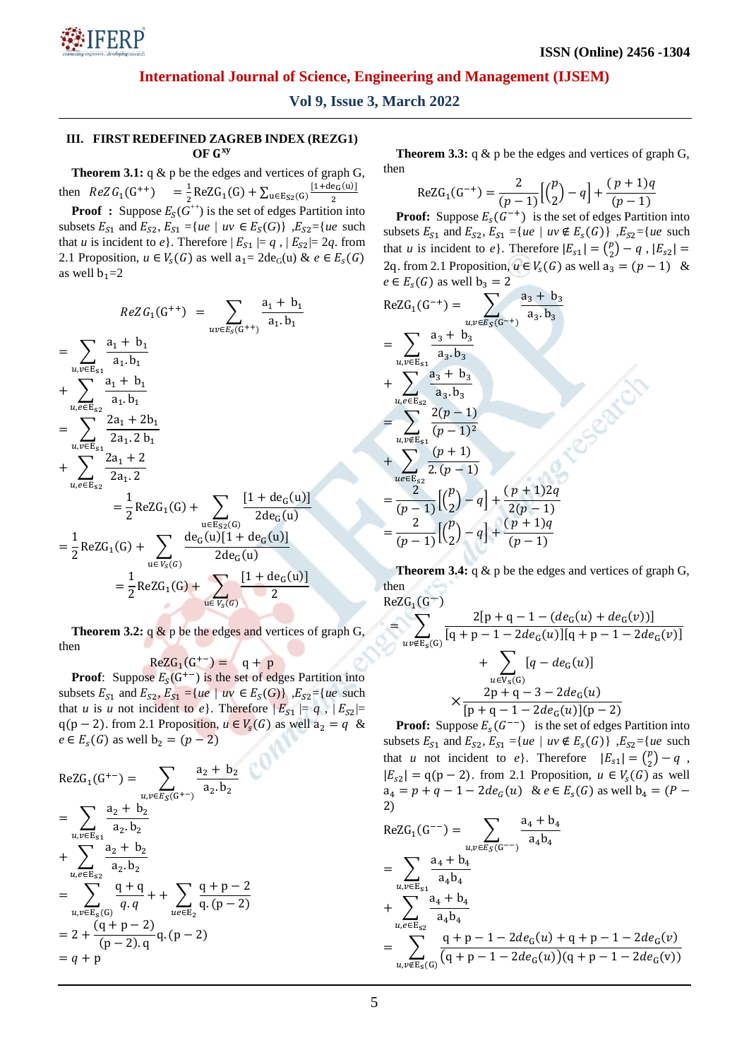## III. FIRST REDEFINED ZAGREB INDEX (REZG1) OF $G^{xy}$

**Theorem 3.1:** q & p be the edges and vertices of graph G, then $ReZG_1(G^{++}) = \frac{1}{2}ReZG_1(G) + \sum_{u\in E_{S2}(G)} \frac{[1+\deg_G(u)]}{2}$

**Proof :** Suppose $E_s(G^{++})$ is the set of edges Partition into subsets $E_{S1}$ and $E_{S2}$, $E_{S1}$ ={$ue$ | $uv \in E_s(G)$} ,$E_{S2}$={$ue$ such that $u$ is incident to $e$}. Therefore $|E_{S1}| = q$ , $|E_{S2}| = 2q$. from 2.1 Proposition, $u \in V_s(G)$ as well $a_1 = 2\deg_G(u)$ & $e \in E_s(G)$ as well $b_1$=2

$$ReZG_1(G^{++}) = \sum_{uv\in E_S(G^{++})} \frac{a_1 + b_1}{a_1.b_1}$$

$$= \sum_{u,v\in E_{S1}} \frac{a_1 + b_1}{a_1.b_1} + \sum_{u,e\in E_{S2}} \frac{a_1 + b_1}{a_1.b_1}$$

$$= \sum_{u,v\in E_{S1}} \frac{2a_1 + 2b_1}{2a_1.2\,b_1} + \sum_{u,e\in E_{S2}} \frac{2a_1 + 2}{2a_1.2}$$

$$= \frac{1}{2}ReZG_1(G) + \sum_{u\in E_{S2}(G)} \frac{[1 + \deg_G(u)]}{2\deg_G(u)}$$

$$= \frac{1}{2}ReZG_1(G) + \sum_{u\in V_S(G)} \frac{\deg_G(u)[1 + \deg_G(u)]}{2\deg_G(u)}$$

$$= \frac{1}{2}ReZG_1(G) + \sum_{u\in V_S(G)} \frac{[1 + \deg_G(u)]}{2}$$

**Theorem 3.2:** q & p be the edges and vertices of graph G, then

$$ReZG_1(G^{+-}) = q + p$$

**Proof**: Suppose $E_s(G^{+-})$ is the set of edges Partition into subsets $E_{S1}$ and $E_{S2}$, $E_{S1}$ ={$ue$ | $uv \in E_s(G)$} ,$E_{S2}$={$ue$ such that $u$ is not incident to $e$}. Therefore $|E_{S1}| = q$ , $|E_{S2}| = q(p-2)$. from 2.1 Proposition, $u \in V_s(G)$ as well $a_2 = q$ & $e \in E_s(G)$ as well $b_2 = (p-2)$

$$ReZG_1(G^{+-}) = \sum_{u,v\in E_S(G^{+-})} \frac{a_2 + b_2}{a_2.b_2}$$

$$= \sum_{u,v\in E_{S1}} \frac{a_2 + b_2}{a_2.b_2} + \sum_{u,e\in E_{S2}} \frac{a_2 + b_2}{a_2.b_2}$$

$$= \sum_{u,v\in E_S(G)} \frac{q + q}{q.q} + + \sum_{ue\in E_2} \frac{q + p - 2}{q.(p-2)}$$

$$= 2 + \frac{(q + p - 2)}{(p-2).q} q.(p-2)$$

$$= q + p$$

**Theorem 3.3:** q & p be the edges and vertices of graph G, then

$$ReZG_1(G^{-+}) = \frac{2}{(p-1)}\left[\binom{p}{2} - q\right] + \frac{(p+1)q}{(p-1)}$$

**Proof:** Suppose $E_s(G^{-+})$ is the set of edges Partition into subsets $E_{S1}$ and $E_{S2}$, $E_{S1}$ ={$ue$ | $uv \notin E_s(G)$} ,$E_{S2}$={$ue$ such that $u$ is incident to $e$}. Therefore $|E_{S1}| = \binom{p}{2} - q$ , $|E_{S2}| = 2q$. from 2.1 Proposition, $u \in V_s(G)$ as well $a_3 = (p-1)$ & $e \in E_s(G)$ as well $b_3 = 2$

$$ReZG_1(G^{-+}) = \sum_{u,v\in E_S(G^{-+})} \frac{a_3 + b_3}{a_3.b_3}$$

$$= \sum_{u,v\in E_{S1}} \frac{a_3 + b_3}{a_3.b_3} + \sum_{u,e\in E_{S2}} \frac{a_3 + b_3}{a_3.b_3}$$

$$= \sum_{u,v\notin E_{S1}} \frac{2(p-1)}{(p-1)^2} + \sum_{ue\in E_{S2}} \frac{(p+1)}{2.(p-1)}$$

$$= \frac{2}{(p-1)}\left[\binom{p}{2} - q\right] + \frac{(p+1)2q}{2(p-1)}$$

$$= \frac{2}{(p-1)}\left[\binom{p}{2} - q\right] + \frac{(p+1)q}{(p-1)}$$

**Theorem 3.4:** q & p be the edges and vertices of graph G, then

$$ReZG_1(G^{--}) = \sum_{uv\notin E_S(G)} \frac{2[p + q - 1 - (deg_G(u) + deg_G(v))]}{[q + p - 1 - 2\deg_G(u)][q + p - 1 - 2\deg_G(v)]} + \sum_{u\in V_S(G)} [q - deg_G(u)] \times \frac{2p + q - 3 - 2deg_G(u)}{[p + q - 1 - 2deg_G(u)](p-2)}$$

**Proof:** Suppose $E_s(G^{--})$ is the set of edges Partition into subsets $E_{S1}$ and $E_{S2}$, $E_{S1}$ ={$ue$ | $uv \notin E_s(G)$} ,$E_{S2}$={$ue$ such that $u$ not incident to $e$}. Therefore $|E_{S1}| = \binom{p}{2} - q$ , $|E_{S2}| = q(p-2)$. from 2.1 Proposition, $u \in V_s(G)$ as well $a_4 = p + q - 1 - 2deg_G(u)$ & $e \in E_s(G)$ as well $b_4 = (P-2)$

$$ReZG_1(G^{--}) = \sum_{u,v\in E_S(G^{--})} \frac{a_4 + b_4}{a_4 b_4}$$

$$= \sum_{u,v\in E_{S1}} \frac{a_4 + b_4}{a_4 b_4} + \sum_{u,e\in E_{S2}} \frac{a_4 + b_4}{a_4 b_4}$$

$$= \sum_{u,v\notin E_S(G)} \frac{q + p - 1 - 2deg_G(u) + q + p - 1 - 2deg_G(v)}{(q + p - 1 - 2deg_G(u))(q + p - 1 - 2deg_G(v))}$$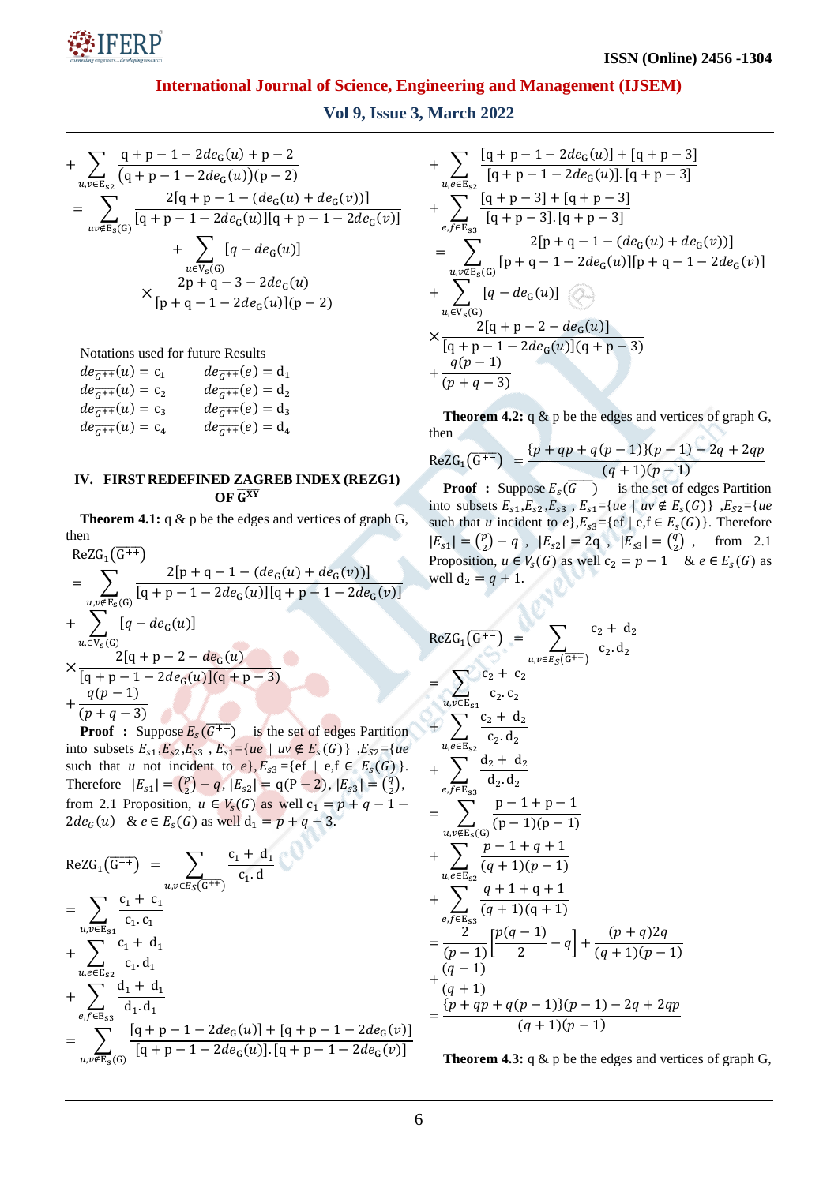$$+\sum_{u,v\in E_{s2}} \frac{q+p-1-2deg_G(u)+p-2}{(q+p-1-2deg_G(u))(p-2)}$$

$$=\sum_{uv\notin E_s(G)} \frac{2[q+p-1-(deg_G(u)+deg_G(v))]}{[q+p-1-2deg_G(u)][q+p-1-2deg_G(v)]} + \sum_{u\in V_s(G)} [q-deg_G(u)] \times \frac{2p+q-3-2deg_G(u)}{[p+q-1-2deg_G(u)](p-2)}$$

Notations used for future Results

$deg_{\overline{G^{++}}}(u) = c_1 \qquad deg_{\overline{G^{++}}}(e) = d_1$

$deg_{\overline{G^{++}}}(u) = c_2 \qquad deg_{\overline{G^{++}}}(e) = d_2$

$deg_{\overline{G^{++}}}(u) = c_3 \qquad deg_{\overline{G^{++}}}(e) = d_3$

$deg_{\overline{G^{++}}}(u) = c_4 \qquad deg_{\overline{G^{++}}}(e) = d_4$

## IV. FIRST REDEFINED ZAGREB INDEX (REZG1) OF $\overline{G^{XY}}$

**Theorem 4.1:** q & p be the edges and vertices of graph G, then

$$ReZG_1(\overline{G^{++}}) = \sum_{u,v\notin E_s(G)} \frac{2[p+q-1-(deg_G(u)+deg_G(v))]}{[q+p-1-2deg_G(u)][q+p-1-2deg_G(v)]} + \sum_{u,\in V_s(G)} [q-deg_G(u)] \times \frac{2[q+p-2-deg_G(u)]}{[q+p-1-2deg_G(u)](q+p-3)} + \frac{q(p-1)}{(p+q-3)}$$

**Proof :** Suppose $E_s(\overline{G^{++}})$ is the set of edges Partition into subsets $E_{s1}, E_{s2}, E_{s3}$ , $E_{s1}$={$ue$ | $uv \notin E_s(G)$} ,$E_{s2}$={$ue$ such that $u$ not incident to $e$},$E_{s3}$={ef | e,f $\in E_s(G)$ }. Therefore $|E_{s1}| = \binom{p}{2} - q$, $|E_{s2}| = q(P-2)$, $|E_{s3}| = \binom{q}{2}$, from 2.1 Proposition, $u \in V_s(G)$ as well $c_1 = p+q-1-2deg_G(u)$ & $e \in E_s(G)$ as well $d_1 = p+q-3$.

$$ReZG_1(\overline{G^{++}}) = \sum_{u,v\in E_s(\overline{G^{++}})} \frac{c_1+d_1}{c_1.d}$$

$$= \sum_{u,v\in E_{s1}} \frac{c_1+c_1}{c_1.c_1} + \sum_{u,e\in E_{s2}} \frac{c_1+d_1}{c_1.d_1} + \sum_{e,f\in E_{s3}} \frac{d_1+d_1}{d_1.d_1}$$

$$= \sum_{u,v\notin E_s(G)} \frac{[q+p-1-2deg_G(u)]+[q+p-1-2deg_G(v)]}{[q+p-1-2deg_G(u)].[q+p-1-2deg_G(v)]} + \sum_{u,e\in E_{s2}} \frac{[q+p-1-2deg_G(u)]+[q+p-3]}{[q+p-1-2deg_G(u)].[q+p-3]} + \sum_{e,f\in E_{s3}} \frac{[q+p-3]+[q+p-3]}{[q+p-3].[q+p-3]}$$

$$= \sum_{u,v\notin E_s(G)} \frac{2[p+q-1-(deg_G(u)+deg_G(v))]}{[p+q-1-2deg_G(u)][p+q-1-2deg_G(v)]} + \sum_{u,\in V_s(G)} [q-deg_G(u)] \times \frac{2[q+p-2-deg_G(u)]}{[q+p-1-2deg_G(u)](q+p-3)} + \frac{q(p-1)}{(p+q-3)}$$

**Theorem 4.2:** q & p be the edges and vertices of graph G, then

$$ReZG_1(\overline{G^{+-}}) = \frac{\{p+qp+q(p-1)\}(p-1)-2q+2qp}{(q+1)(p-1)}$$

**Proof :** Suppose $E_s(\overline{G^{+-}})$ is the set of edges Partition into subsets $E_{s1}, E_{s2}, E_{s3}$ , $E_{s1}$={$ue$ | $uv \notin E_s(G)$} ,$E_{s2}$={$ue$ such that $u$ incident to $e$},$E_{s3}$={ef | e,f $\in E_s(G)$}. Therefore $|E_{s1}| = \binom{p}{2} - q$ , $|E_{s2}| = 2q$ , $|E_{s3}| = \binom{q}{2}$ , from 2.1 Proposition, $u \in V_s(G)$ as well $c_2 = p-1$ & $e \in E_s(G)$ as well $d_2 = q+1$.

$$ReZG_1(\overline{G^{+-}}) = \sum_{u,v\in E_S(\overline{G^{+-}})} \frac{c_2+d_2}{c_2.d_2}$$

$$= \sum_{u,v\in E_{s1}} \frac{c_2+c_2}{c_2.c_2} + \sum_{u,e\in E_{s2}} \frac{c_2+d_2}{c_2.d_2} + \sum_{e,f\in E_{s3}} \frac{d_2+d_2}{d_2.d_2}$$

$$= \sum_{u,v\notin E_s(G)} \frac{p-1+p-1}{(p-1)(p-1)} + \sum_{u,e\in E_{s2}} \frac{p-1+q+1}{(q+1)(p-1)} + \sum_{e,f\in E_{s3}} \frac{q+1+q+1}{(q+1)(q+1)}$$

$$= \frac{2}{(p-1)}\left[\frac{p(q-1)}{2} - q\right] + \frac{(p+q)2q}{(q+1)(p-1)} + \frac{(q-1)}{(q+1)}$$

$$= \frac{\{p+qp+q(p-1)\}(p-1)-2q+2qp}{(q+1)(p-1)}$$

**Theorem 4.3:** q & p be the edges and vertices of graph G,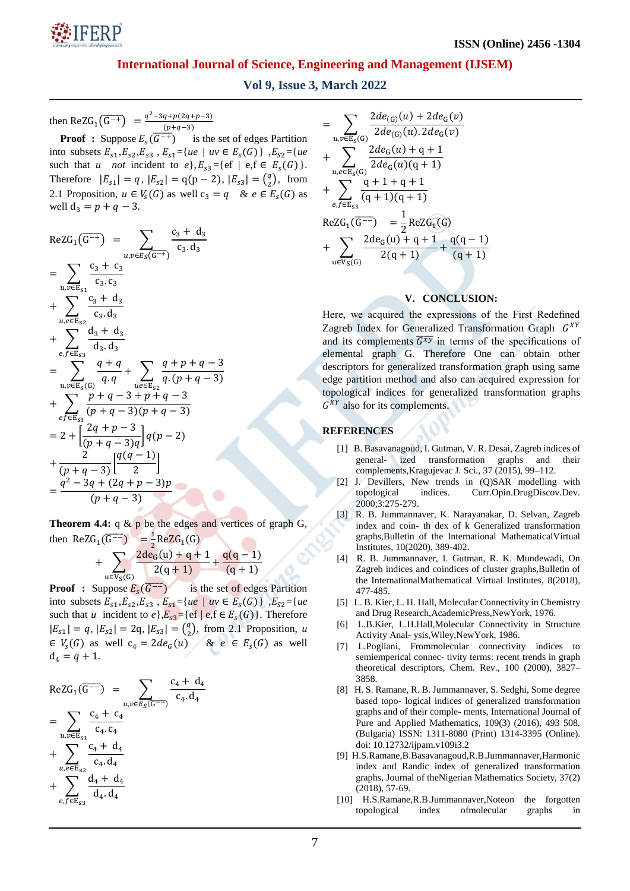then $\mathrm{ReZG_1}(\overline{G^{-+}}) = \frac{q^2-3q+p(2q+p-3)}{(p+q-3)}$

**Proof :** Suppose $E_s(\overline{G^{-+}})$ is the set of edges Partition into subsets $E_{s1}, E_{s2}, E_{s3}$ , $E_{s1}$={$ue$ | $uv \in E_s(G)$} ,$E_{s2}$={$ue$ such that $u$ *not* incident to $e$},$E_{s3}$={ef | e,f $\in E_s(G)$}. Therefore $|E_{s1}| = q$, $|E_{s2}| = q(p-2)$, $|E_{s3}| = \binom{q}{2}$, from 2.1 Proposition, $u \in V_s(G)$ as well $c_3 = q$ & $e \in E_s(G)$ as well $d_3 = p + q - 3$.

$$\mathrm{ReZG_1}(\overline{G^{-+}}) = \sum_{u,v\in E_S(\overline{G^{-+}})} \frac{c_3 + d_3}{c_3 . d_3}$$

$$= \sum_{u,v\in E_{s1}} \frac{c_3 + c_3}{c_3 . c_3} + \sum_{u,e\in E_{s2}} \frac{c_3 + d_3}{c_3 . d_3} + \sum_{e,f\in E_{s3}} \frac{d_3 + d_3}{d_3 . d_3}$$

$$= \sum_{u,v\in E_s(G)} \frac{q+q}{q.q} + \sum_{ue\in E_{s2}} \frac{q+p+q-3}{q.(p+q-3)} + \sum_{ef\in E_{s3}} \frac{p+q-3+p+q-3}{(p+q-3)(p+q-3)}$$

$$= 2 + \left[\frac{2q+p-3}{(p+q-3)q}\right] q(p-2) + \frac{2}{(p+q-3)}\left[\frac{q(q-1)}{2}\right]$$

$$= \frac{q^2-3q+(2q+p-3)p}{(p+q-3)}$$

**Theorem 4.4:** q & p be the edges and vertices of graph G, then $\mathrm{ReZG_1}(\overline{G^{--}}) = \frac{1}{2}\mathrm{ReZG_1}(G)$

$$+ \sum_{u\in V_S(G)} \frac{2\deg_G(u) + q + 1}{2(q+1)} + \frac{q(q-1)}{(q+1)}$$

**Proof :** Suppose $E_s(\overline{G^{--}})$ is the set of edges Partition into subsets $E_{s1}, E_{s2}, E_{s3}$ , $E_{s1}$={$ue$ | $uv \in E_s(G)$} ,$E_{s2}$={$ue$ such that $u$ incident to $e$},$E_{s3}$={ef | e,f $\in E_s(G)$}. Therefore $|E_{s1}| = q$, $|E_{s2}| = 2q$, $|E_{s3}| = \binom{q}{2}$, from 2.1 Proposition, $u \in V_s(G)$ as well $c_4 = 2de_G(u)$ & $e \in E_s(G)$ as well $d_4 = q + 1$.

$$\mathrm{ReZG_1}(\overline{G^{--}}) = \sum_{u,v\in E_S(\overline{G^{--}})} \frac{c_4 + d_4}{c_4 . d_4}$$

$$= \sum_{u,v\in E_{s1}} \frac{c_4 + c_4}{c_4 . c_4} + \sum_{u,e\in E_{s2}} \frac{c_4 + d_4}{c_4 . d_4} + \sum_{e,f\in E_{s3}} \frac{d_4 + d_4}{d_4 . d_4}$$

$$= \sum_{u,v\in E_s(G)} \frac{2de_{(G)}(u) + 2de_G(v)}{2de_{(G)}(u).2de_G(v)} + \sum_{u,e\in E_s(G)} \frac{2de_G(u) + q + 1}{2de_G(u)(q+1)} + \sum_{e,f\in E_{s3}} \frac{q+1+q+1}{(q+1)(q+1)}$$

$$\mathrm{ReZG_1}(\overline{G^{--}}) = \frac{1}{2}\mathrm{ReZG_1}(G) + \sum_{u\in V_S(G)} \frac{2\deg_G(u) + q + 1}{2(q+1)} + \frac{q(q-1)}{(q+1)}$$

## V. CONCLUSION:

Here, we acquired the expressions of the First Redefined Zagreb Index for Generalized Transformation Graph $G^{XY}$ and its complements $\overline{G^{xy}}$ in terms of the specifications of elemental graph G. Therefore One can obtain other descriptors for generalized transformation graph using same edge partition method and also can acquired expression for topological indices for generalized transformation graphs $G^{XY}$ also for its complements.

## REFERENCES

[1] B. Basavanagoud, I. Gutman, V. R. Desai, Zagreb indices of general- ized transformation graphs and their complements,Kragujevac J. Sci., 37 (2015), 99–112.

[2] J. Devillers, New trends in (Q)SAR modelling with topological indices. Curr.Opin.DrugDiscov.Dev. 2000;3:275-279.

[3] R. B. Jummannaver, K. Narayanakar, D. Selvan, Zagreb index and coin- th dex of k Generalized transformation graphs,Bulletin of the International MathematicalVirtual Institutes, 10(2020), 389-402.

[4] R. B. Jummannaver, I. Gutman, R. K. Mundewadi, On Zagreb indices and coindices of cluster graphs,Bulletin of the InternationalMathematical Virtual Institutes, 8(2018), 477-485.

[5] L. B. Kier, L. H. Hall, Molecular Connectivity in Chemistry and Drug Research,AcademicPress,NewYork, 1976.

[6] L.B.Kier, L.H.Hall,Molecular Connectivity in Structure Activity Anal- ysis,Wiley,NewYork, 1986.

[7] L.Pogliani, Frommolecular connectivity indices to semiemperical connec- tivity terms: recent trends in graph theoretical descriptors, Chem. Rev., 100 (2000), 3827–3858.

[8] H. S. Ramane, R. B. Jummannaver, S. Sedghi, Some degree based topo- logical indices of generalized transformation graphs and of their comple- ments, International Journal of Pure and Applied Mathematics, 109(3) (2016), 493 508. (Bulgaria) ISSN: 1311-8080 (Print) 1314-3395 (Online). doi: 10.12732/ijpam.v109i3.2

[9] H.S.Ramane,B.Basavanagoud,R.B.Jummannaver,Harmonic index and Randic index of generalized transformation graphs, Journal of theNigerian Mathematics Society, 37(2) (2018), 57-69.

[10] H.S.Ramane,R.B.Jummannaver,Noteon the forgotten topological index ofmolecular graphs in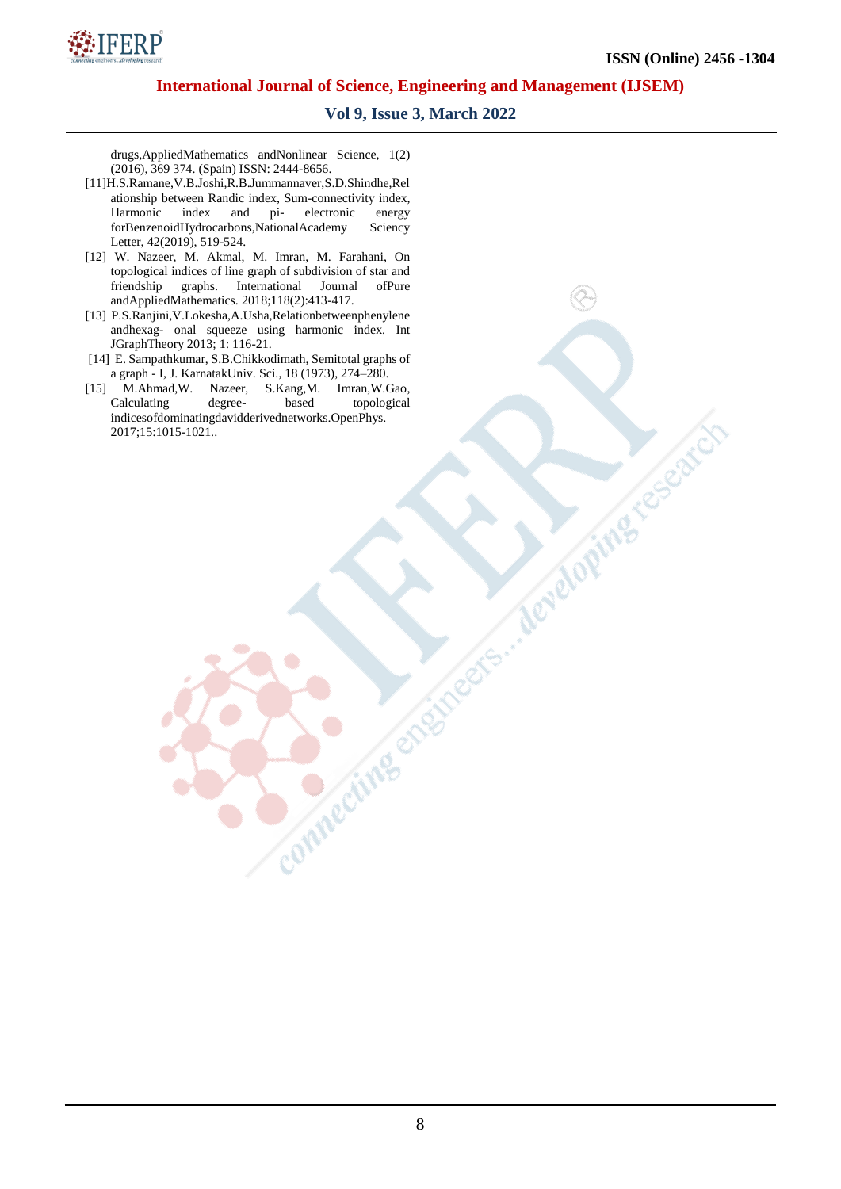drugs,AppliedMathematics andNonlinear Science, 1(2) (2016), 369 374. (Spain) ISSN: 2444-8656.

[11]H.S.Ramane,V.B.Joshi,R.B.Jummannaver,S.D.Shindhe,Relationship between Randic index, Sum-connectivity index, Harmonic index and pi- electronic energy forBenzenoidHydrocarbons,NationalAcademy Sciency Letter, 42(2019), 519-524.

[12] W. Nazeer, M. Akmal, M. Imran, M. Farahani, On topological indices of line graph of subdivision of star and friendship graphs. International Journal ofPure andAppliedMathematics. 2018;118(2):413-417.

[13] P.S.Ranjini,V.Lokesha,A.Usha,Relationbetweenphenylene andhexag- onal squeeze using harmonic index. Int JGraphTheory 2013; 1: 116-21.

[14] E. Sampathkumar, S.B.Chikkodimath, Semitotal graphs of a graph - I, J. KarnatakUniv. Sci., 18 (1973), 274–280.

[15] M.Ahmad,W. Nazeer, S.Kang,M. Imran,W.Gao, Calculating degree- based topological indicesofdominatingdavidderivednetworks.OpenPhys. 2017;15:1015-1021..